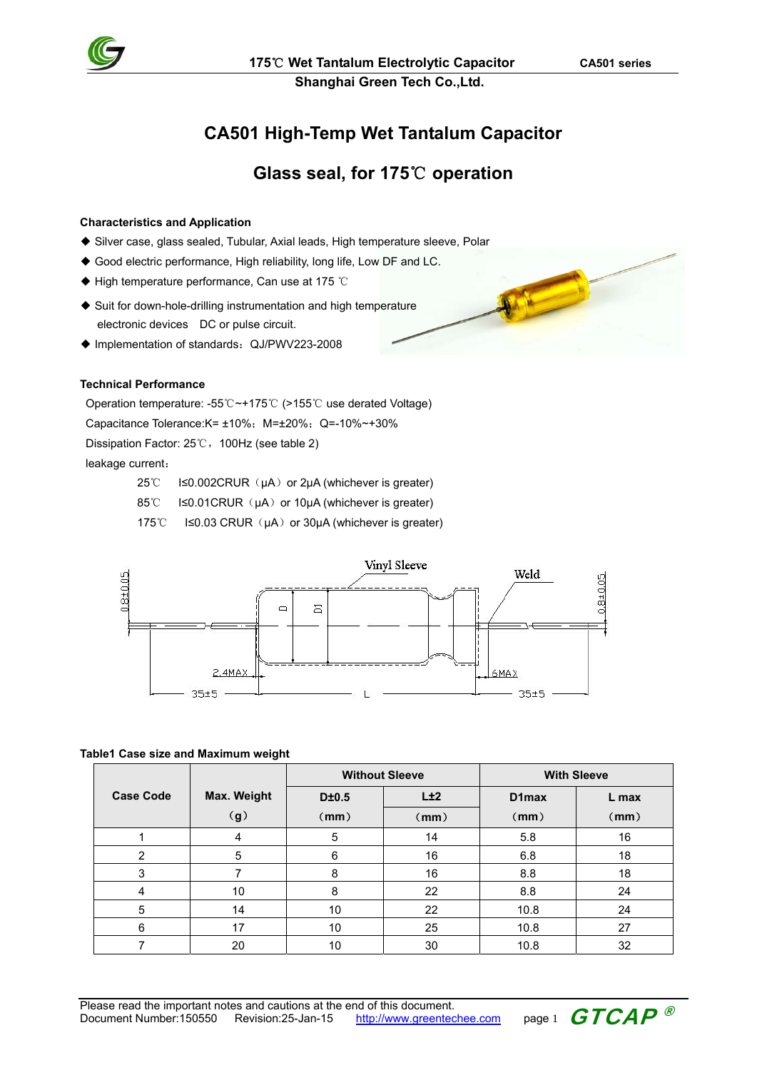# CA501 High-Temp Wet Tantalum Capacitor

## Glass seal, for 175℃ operation

**Characteristics and Application**

- Silver case, glass sealed, Tubular, Axial leads, High temperature sleeve, Polar
- Good electric performance, High reliability, long life, Low DF and LC.
- High temperature performance, Can use at 175 ℃
- Suit for down-hole-drilling instrumentation and high temperature electronic devices DC or pulse circuit.
- Implementation of standards：QJ/PWV223-2008

**Technical Performance**

Operation temperature: -55℃~+175℃ (>155℃ use derated Voltage)

Capacitance Tolerance:K= ±10%；M=±20%；Q=-10%~+30%

Dissipation Factor: 25℃，100Hz (see table 2)

leakage current：

25℃ I≤0.002CRUR（μA）or 2μA (whichever is greater)

85℃ I≤0.01CRUR（μA）or 10μA (whichever is greater)

175℃ I≤0.03 CRUR（μA）or 30μA (whichever is greater)

Vinyl Sleeve　Weld　0.8±0.05　D　D1　2.4MAX　6MAX　35±5　L　35±5

**Table1 Case size and Maximum weight**

| Case Code | Max. Weight (g) | Without Sleeve | | With Sleeve | |
|---|---|---|---|---|---|
| | | D±0.5 (mm) | L±2 (mm) | D1max (mm) | L max (mm) |
| 1 | 4 | 5 | 14 | 5.8 | 16 |
| 2 | 5 | 6 | 16 | 6.8 | 18 |
| 3 | 7 | 8 | 16 | 8.8 | 18 |
| 4 | 10 | 8 | 22 | 8.8 | 24 |
| 5 | 14 | 10 | 22 | 10.8 | 24 |
| 6 | 17 | 10 | 25 | 10.8 | 27 |
| 7 | 20 | 10 | 30 | 10.8 | 32 |

Please read the important notes and cautions at the end of this document.
Document Number:150550　Revision:25-Jan-15　http://www.greentechee.com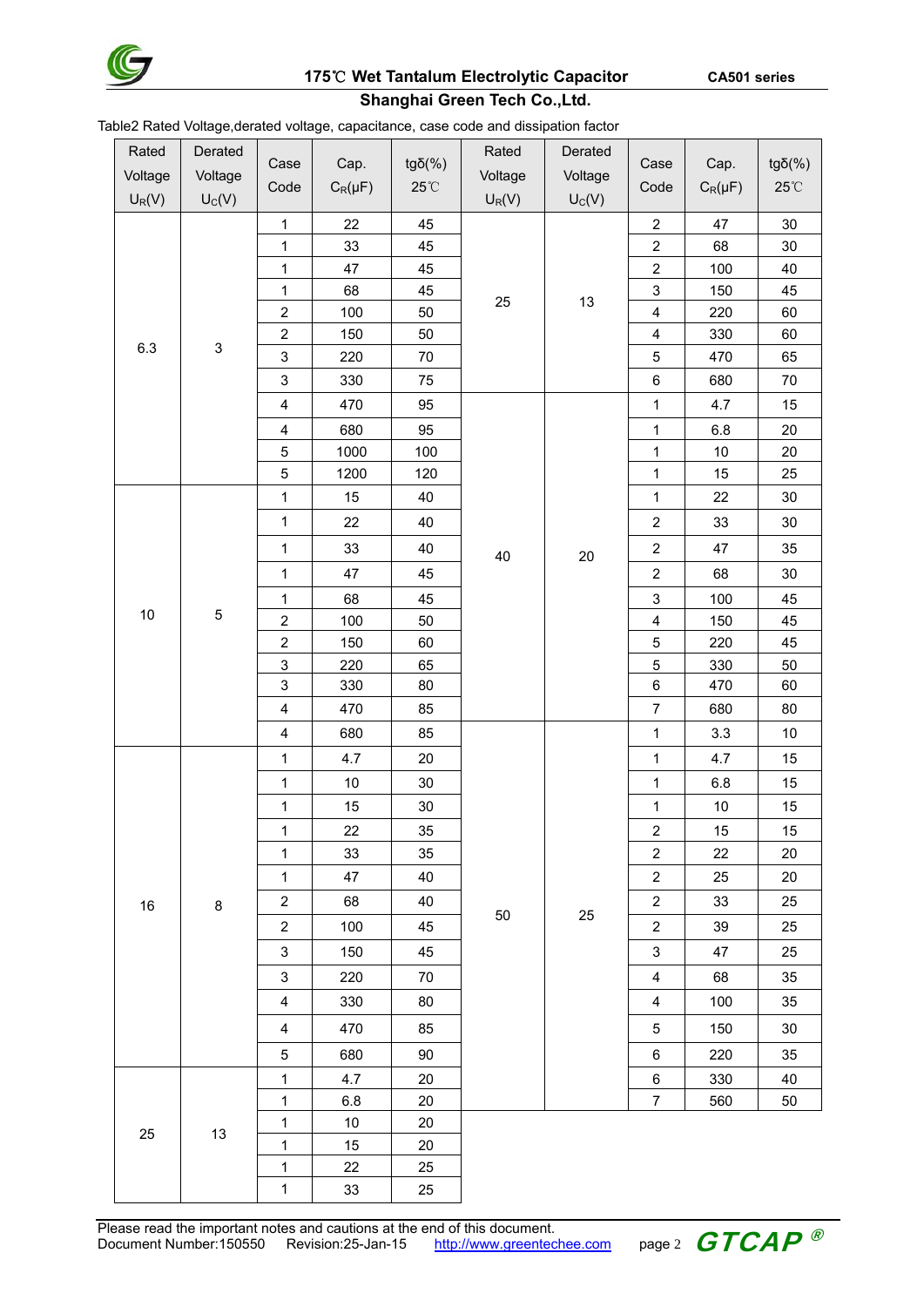Table2 Rated Voltage,derated voltage, capacitance, case code and dissipation factor

| Rated Voltage $U_R$(V) | Derated Voltage $U_C$(V) | Case Code | Cap. $C_R$(μF) | tgδ(%) 25℃ | Rated Voltage $U_R$(V) | Derated Voltage $U_C$(V) | Case Code | Cap. $C_R$(μF) | tgδ(%) 25℃ |
|---|---|---|---|---|---|---|---|---|---|
| 6.3 | 3 | 1 | 22 | 45 | 25 | 13 | 2 | 47 | 30 |
| | | 1 | 33 | 45 | | | 2 | 68 | 30 |
| | | 1 | 47 | 45 | | | 2 | 100 | 40 |
| | | 1 | 68 | 45 | | | 3 | 150 | 45 |
| | | 2 | 100 | 50 | | | 4 | 220 | 60 |
| | | 2 | 150 | 50 | | | 4 | 330 | 60 |
| | | 3 | 220 | 70 | | | 5 | 470 | 65 |
| | | 3 | 330 | 75 | | | 6 | 680 | 70 |
| | | 4 | 470 | 95 | 40 | 20 | 1 | 4.7 | 15 |
| | | 4 | 680 | 95 | | | 1 | 6.8 | 20 |
| | | 5 | 1000 | 100 | | | 1 | 10 | 20 |
| | | 5 | 1200 | 120 | | | 1 | 15 | 25 |
| 10 | 5 | 1 | 15 | 40 | | | 1 | 22 | 30 |
| | | 1 | 22 | 40 | | | 2 | 33 | 30 |
| | | 1 | 33 | 40 | | | 2 | 47 | 35 |
| | | 1 | 47 | 45 | | | 2 | 68 | 30 |
| | | 1 | 68 | 45 | | | 3 | 100 | 45 |
| | | 2 | 100 | 50 | | | 4 | 150 | 45 |
| | | 2 | 150 | 60 | | | 5 | 220 | 45 |
| | | 3 | 220 | 65 | | | 5 | 330 | 50 |
| | | 3 | 330 | 80 | | | 6 | 470 | 60 |
| | | 4 | 470 | 85 | | | 7 | 680 | 80 |
| | | 4 | 680 | 85 | 50 | 25 | 1 | 3.3 | 10 |
| 16 | 8 | 1 | 4.7 | 20 | | | 1 | 4.7 | 15 |
| | | 1 | 10 | 30 | | | 1 | 6.8 | 15 |
| | | 1 | 15 | 30 | | | 1 | 10 | 15 |
| | | 1 | 22 | 35 | | | 2 | 15 | 15 |
| | | 1 | 33 | 35 | | | 2 | 22 | 20 |
| | | 1 | 47 | 40 | | | 2 | 25 | 20 |
| | | 2 | 68 | 40 | | | 2 | 33 | 25 |
| | | 2 | 100 | 45 | | | 2 | 39 | 25 |
| | | 3 | 150 | 45 | | | 3 | 47 | 25 |
| | | 3 | 220 | 70 | | | 4 | 68 | 35 |
| | | 4 | 330 | 80 | | | 4 | 100 | 35 |
| | | 4 | 470 | 85 | | | 5 | 150 | 30 |
| | | 5 | 680 | 90 | | | 6 | 220 | 35 |
| 25 | 13 | 1 | 4.7 | 20 | | | 6 | 330 | 40 |
| | | 1 | 6.8 | 20 | | | 7 | 560 | 50 |
| | | 1 | 10 | 20 | | | | | |
| | | 1 | 15 | 20 | | | | | |
| | | 1 | 22 | 25 | | | | | |
| | | 1 | 33 | 25 | | | | | |

Please read the important notes and cautions at the end of this document.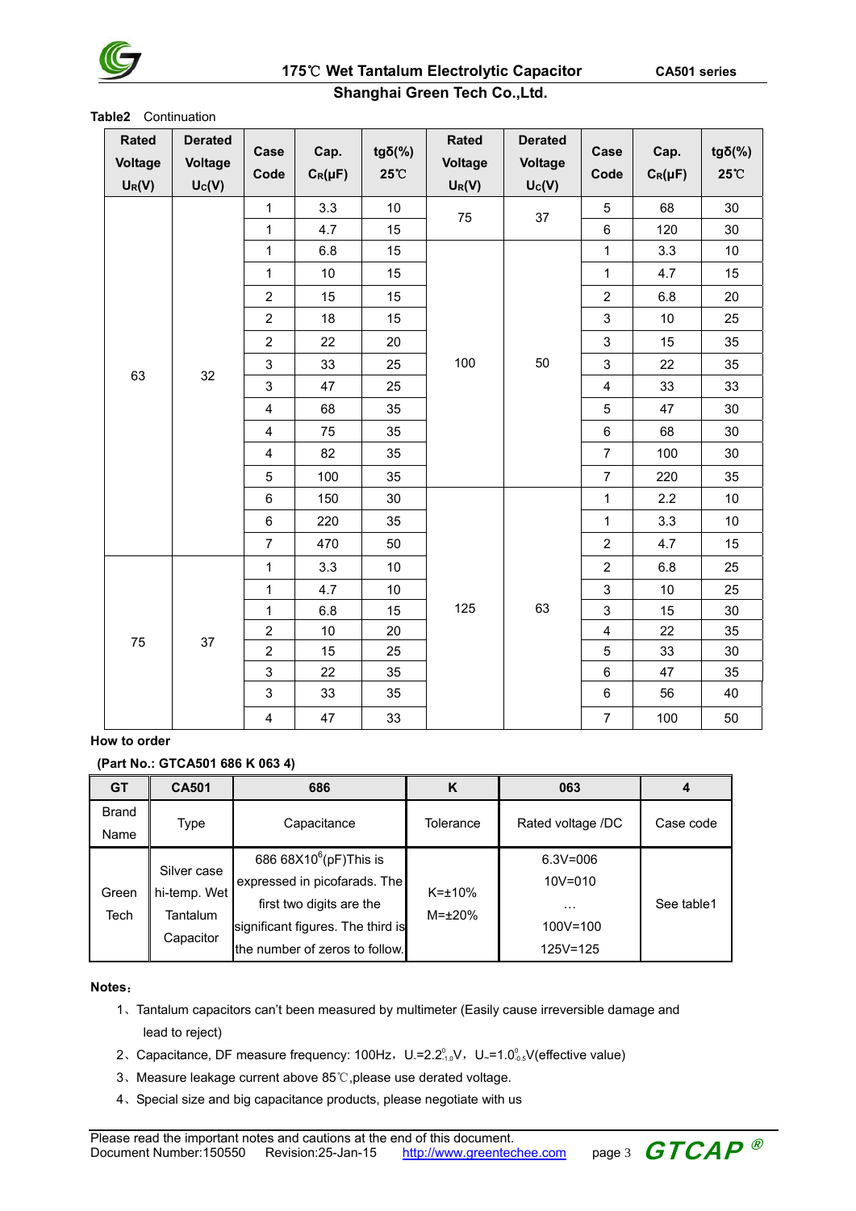**Table2** Continuation

| Rated Voltage $U_R$(V) | Derated Voltage $U_C$(V) | Case Code | Cap. $C_R$(μF) | tgδ(%) 25℃ | Rated Voltage $U_R$(V) | Derated Voltage $U_C$(V) | Case Code | Cap. $C_R$(μF) | tgδ(%) 25℃ |
|---|---|---|---|---|---|---|---|---|---|
| 63 | 32 | 1 | 3.3 | 10 | 75 | 37 | 5 | 68 | 30 |
| | | 1 | 4.7 | 15 | | | 6 | 120 | 30 |
| | | 1 | 6.8 | 15 | 100 | 50 | 1 | 3.3 | 10 |
| | | 1 | 10 | 15 | | | 1 | 4.7 | 15 |
| | | 2 | 15 | 15 | | | 2 | 6.8 | 20 |
| | | 2 | 18 | 15 | | | 3 | 10 | 25 |
| | | 2 | 22 | 20 | | | 3 | 15 | 35 |
| | | 3 | 33 | 25 | | | 3 | 22 | 35 |
| | | 3 | 47 | 25 | | | 4 | 33 | 33 |
| | | 4 | 68 | 35 | | | 5 | 47 | 30 |
| | | 4 | 75 | 35 | | | 6 | 68 | 30 |
| | | 4 | 82 | 35 | | | 7 | 100 | 30 |
| | | 5 | 100 | 35 | | | 7 | 220 | 35 |
| | | 6 | 150 | 30 | 125 | 63 | 1 | 2.2 | 10 |
| | | 6 | 220 | 35 | | | 1 | 3.3 | 10 |
| | | 7 | 470 | 50 | | | 2 | 4.7 | 15 |
| 75 | 37 | 1 | 3.3 | 10 | | | 2 | 6.8 | 25 |
| | | 1 | 4.7 | 10 | | | 3 | 10 | 25 |
| | | 1 | 6.8 | 15 | | | 3 | 15 | 30 |
| | | 2 | 10 | 20 | | | 4 | 22 | 35 |
| | | 2 | 15 | 25 | | | 5 | 33 | 30 |
| | | 3 | 22 | 35 | | | 6 | 47 | 35 |
| | | 3 | 33 | 35 | | | 6 | 56 | 40 |
| | | 4 | 47 | 33 | | | 7 | 100 | 50 |

**How to order**

**(Part No.: GTCA501 686 K 063 4)**

| GT | CA501 | 686 | K | 063 | 4 |
|---|---|---|---|---|---|
| Brand Name | Type | Capacitance | Tolerance | Rated voltage /DC | Case code |
| Green Tech | Silver case hi-temp. Wet Tantalum Capacitor | 686 $68X10^6$(pF)This is expressed in picofarads. The first two digits are the significant figures. The third is the number of zeros to follow. | K=±10% M=±20% | 6.3V=006 10V=010 … 100V=100 125V=125 | See table1 |

**Notes**：

1、Tantalum capacitors can't been measured by multimeter (Easily cause irreversible damage and lead to reject)

2、Capacitance, DF measure frequency: 100Hz，$U_{=}=2.2^{0}_{-1.0}$V，$U_{\sim}=1.0^{0}_{-0.5}$V(effective value)

3、Measure leakage current above 85℃,please use derated voltage.

4、Special size and big capacitance products, please negotiate with us

Please read the important notes and cautions at the end of this document.
Document Number:150550 Revision:25-Jan-15 http://www.greentechee.com